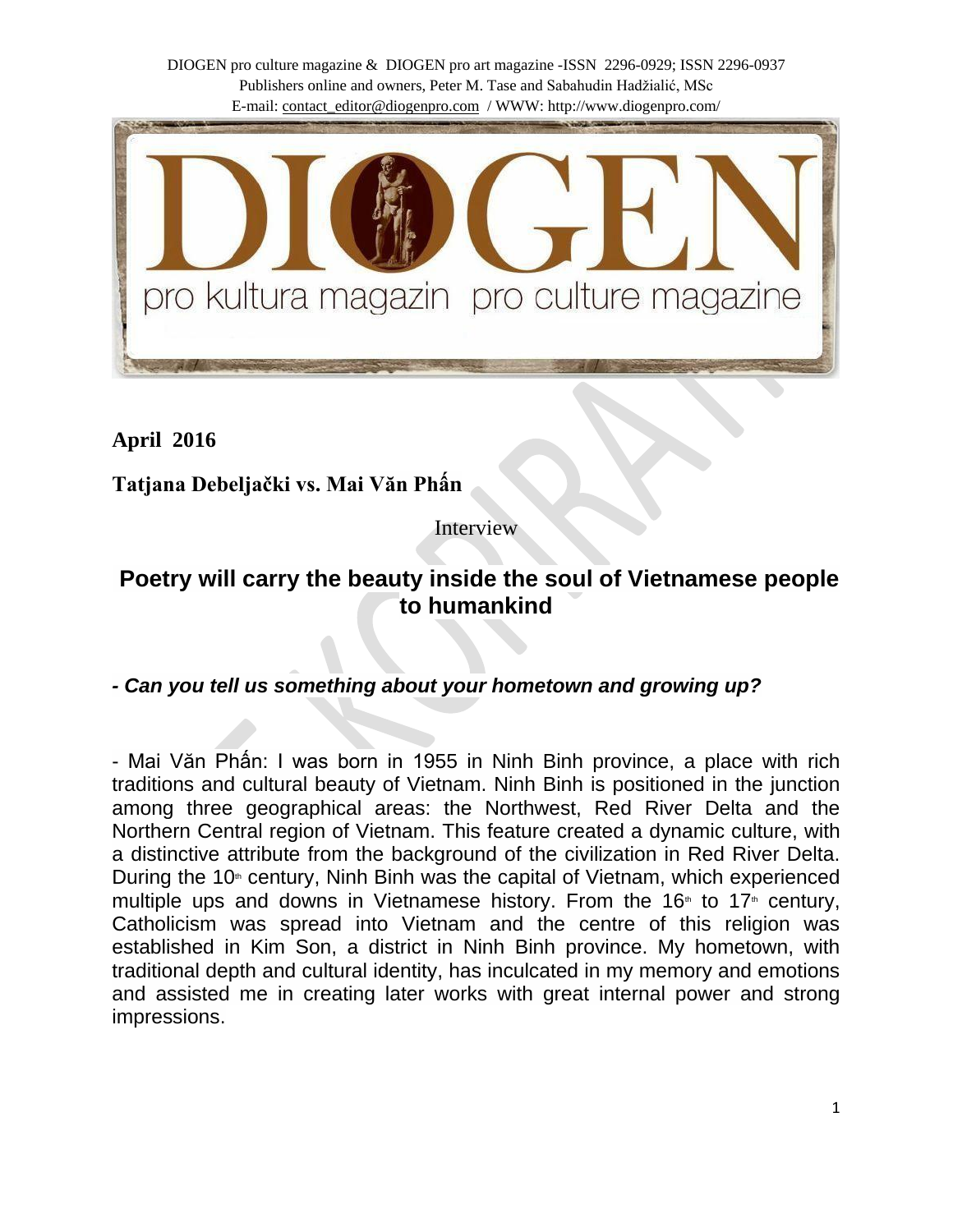**April 2016**

**Tatjana Debeljački vs. Mai Văn Phấn**

Interview

## Poetry will carry the beauty inside the soul of Vietnamese people to humankind

***- Can you tell us something about your hometown and growing up?***

- Mai Văn Phấn: I was born in 1955 in Ninh Binh province, a place with rich traditions and cultural beauty of Vietnam. Ninh Binh is positioned in the junction among three geographical areas: the Northwest, Red River Delta and the Northern Central region of Vietnam. This feature created a dynamic culture, with a distinctive attribute from the background of the civilization in Red River Delta. During the 10th century, Ninh Binh was the capital of Vietnam, which experienced multiple ups and downs in Vietnamese history. From the 16th to 17th century, Catholicism was spread into Vietnam and the centre of this religion was established in Kim Son, a district in Ninh Binh province. My hometown, with traditional depth and cultural identity, has inculcated in my memory and emotions and assisted me in creating later works with great internal power and strong impressions.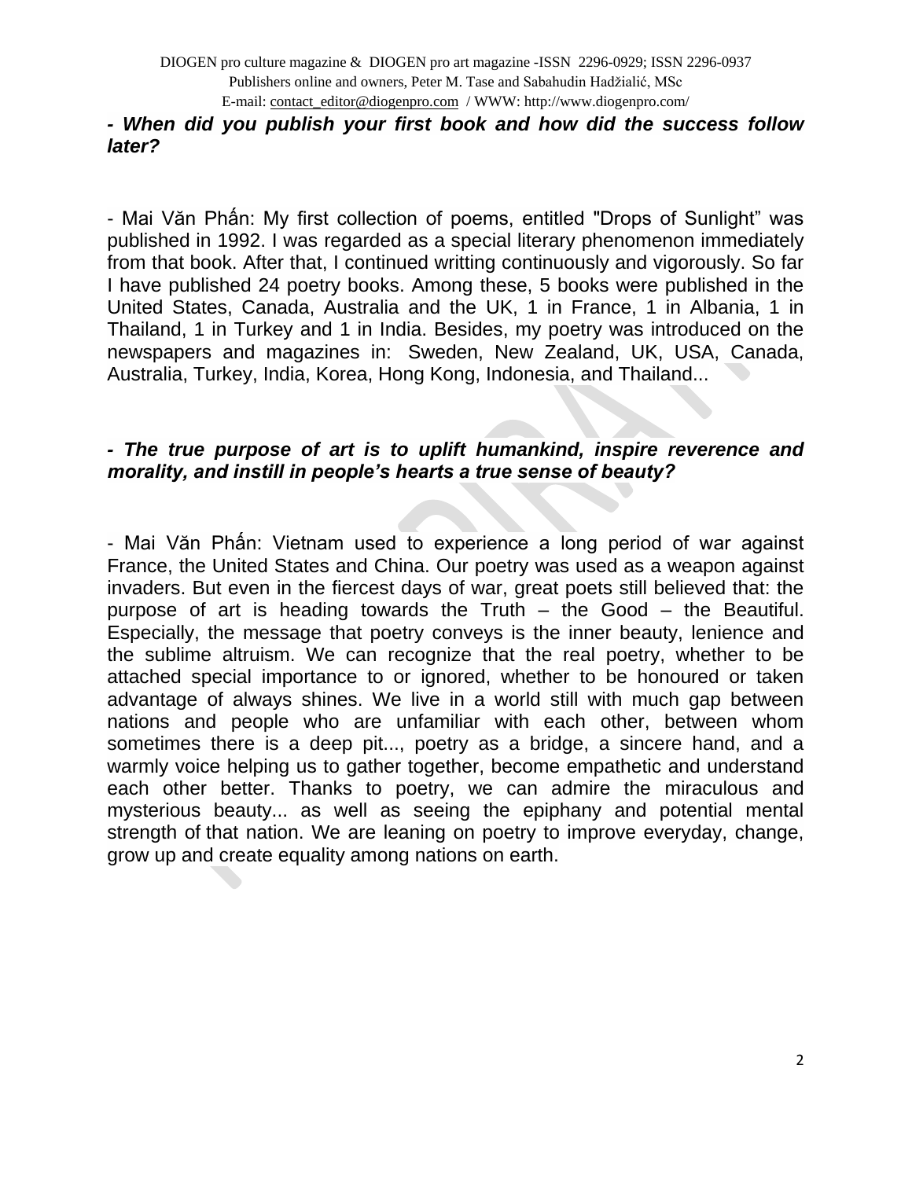***- When did you publish your first book and how did the success follow later?***

- Mai Văn Phấn: My first collection of poems, entitled "Drops of Sunlight" was published in 1992. I was regarded as a special literary phenomenon immediately from that book. After that, I continued writting continuously and vigorously. So far I have published 24 poetry books. Among these, 5 books were published in the United States, Canada, Australia and the UK, 1 in France, 1 in Albania, 1 in Thailand, 1 in Turkey and 1 in India. Besides, my poetry was introduced on the newspapers and magazines in: Sweden, New Zealand, UK, USA, Canada, Australia, Turkey, India, Korea, Hong Kong, Indonesia, and Thailand...

***- The true purpose of art is to uplift humankind, inspire reverence and morality, and instill in people's hearts a true sense of beauty?***

- Mai Văn Phấn: Vietnam used to experience a long period of war against France, the United States and China. Our poetry was used as a weapon against invaders. But even in the fiercest days of war, great poets still believed that: the purpose of art is heading towards the Truth – the Good – the Beautiful. Especially, the message that poetry conveys is the inner beauty, lenience and the sublime altruism. We can recognize that the real poetry, whether to be attached special importance to or ignored, whether to be honoured or taken advantage of always shines. We live in a world still with much gap between nations and people who are unfamiliar with each other, between whom sometimes there is a deep pit..., poetry as a bridge, a sincere hand, and a warmly voice helping us to gather together, become empathetic and understand each other better. Thanks to poetry, we can admire the miraculous and mysterious beauty... as well as seeing the epiphany and potential mental strength of that nation. We are leaning on poetry to improve everyday, change, grow up and create equality among nations on earth.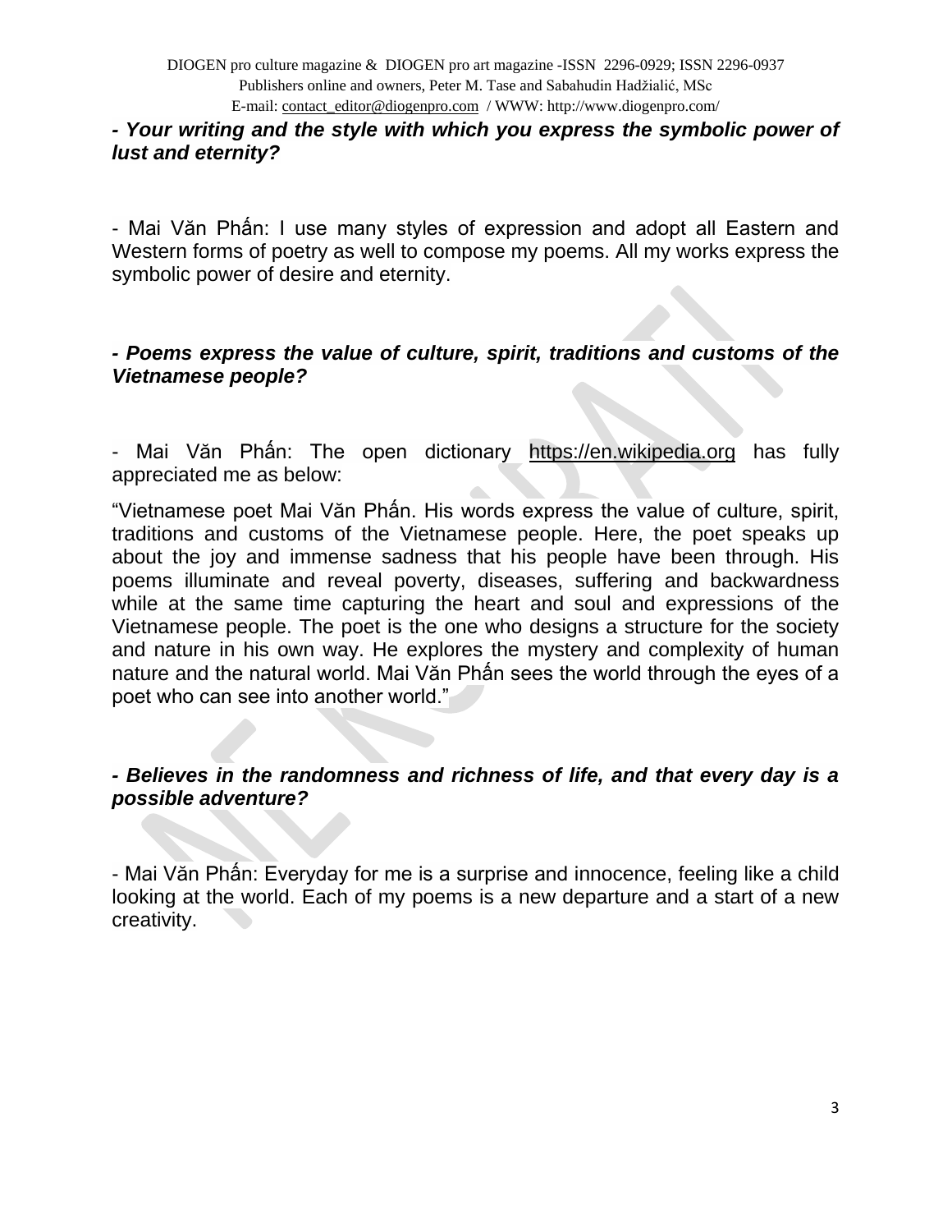***- Your writing and the style with which you express the symbolic power of lust and eternity?***

- Mai Văn Phấn: I use many styles of expression and adopt all Eastern and Western forms of poetry as well to compose my poems. All my works express the symbolic power of desire and eternity.

***- Poems express the value of culture, spirit, traditions and customs of the Vietnamese people?***

- Mai Văn Phấn: The open dictionary https://en.wikipedia.org has fully appreciated me as below:

"Vietnamese poet Mai Văn Phấn. His words express the value of culture, spirit, traditions and customs of the Vietnamese people. Here, the poet speaks up about the joy and immense sadness that his people have been through. His poems illuminate and reveal poverty, diseases, suffering and backwardness while at the same time capturing the heart and soul and expressions of the Vietnamese people. The poet is the one who designs a structure for the society and nature in his own way. He explores the mystery and complexity of human nature and the natural world. Mai Văn Phấn sees the world through the eyes of a poet who can see into another world."

***- Believes in the randomness and richness of life, and that every day is a possible adventure?***

- Mai Văn Phấn: Everyday for me is a surprise and innocence, feeling like a child looking at the world. Each of my poems is a new departure and a start of a new creativity.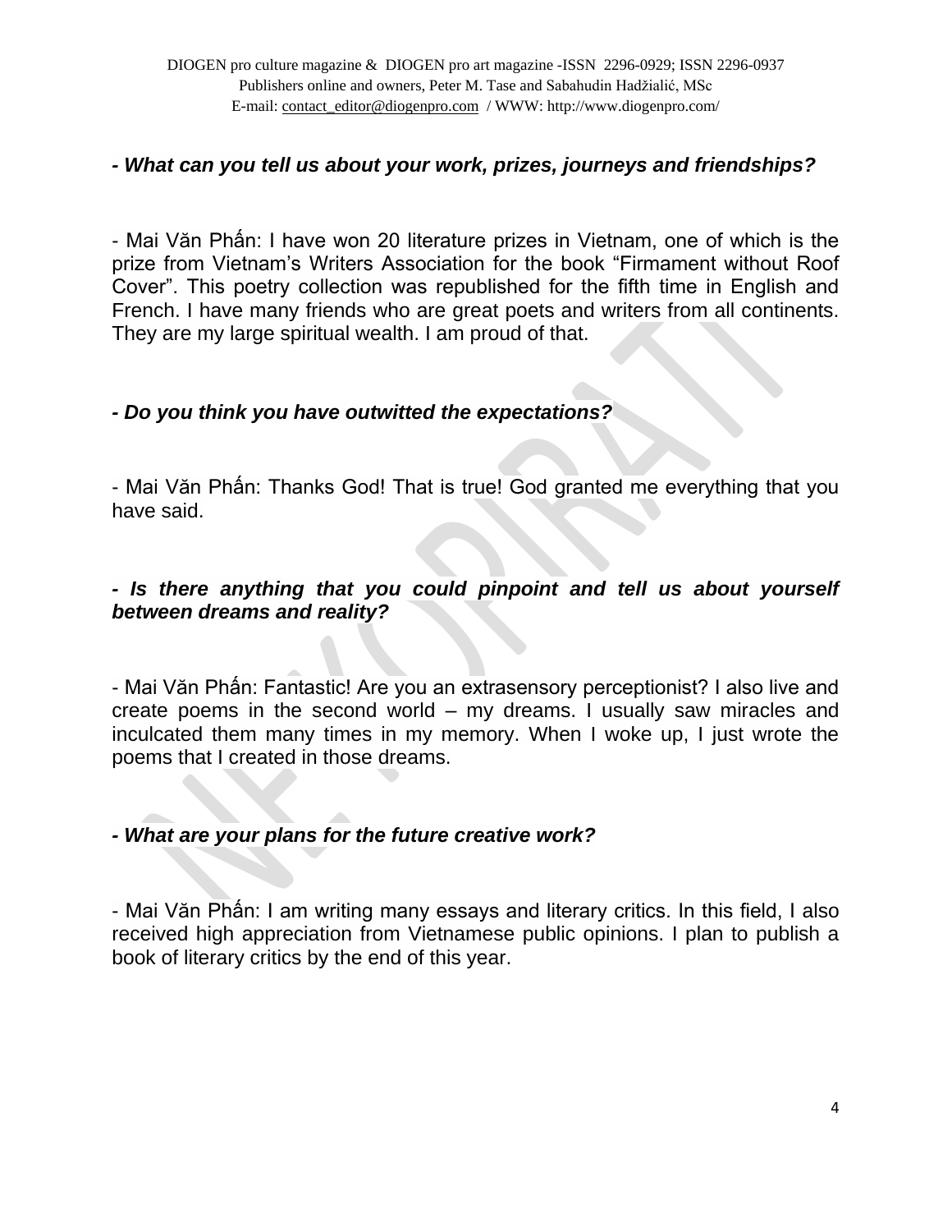***- What can you tell us about your work, prizes, journeys and friendships?***

- Mai Văn Phấn: I have won 20 literature prizes in Vietnam, one of which is the prize from Vietnam's Writers Association for the book "Firmament without Roof Cover". This poetry collection was republished for the fifth time in English and French. I have many friends who are great poets and writers from all continents. They are my large spiritual wealth. I am proud of that.

***- Do you think you have outwitted the expectations?***

- Mai Văn Phấn: Thanks God! That is true! God granted me everything that you have said.

***- Is there anything that you could pinpoint and tell us about yourself between dreams and reality?***

- Mai Văn Phấn: Fantastic! Are you an extrasensory perceptionist? I also live and create poems in the second world – my dreams. I usually saw miracles and inculcated them many times in my memory. When I woke up, I just wrote the poems that I created in those dreams.

***- What are your plans for the future creative work?***

- Mai Văn Phấn: I am writing many essays and literary critics. In this field, I also received high appreciation from Vietnamese public opinions. I plan to publish a book of literary critics by the end of this year.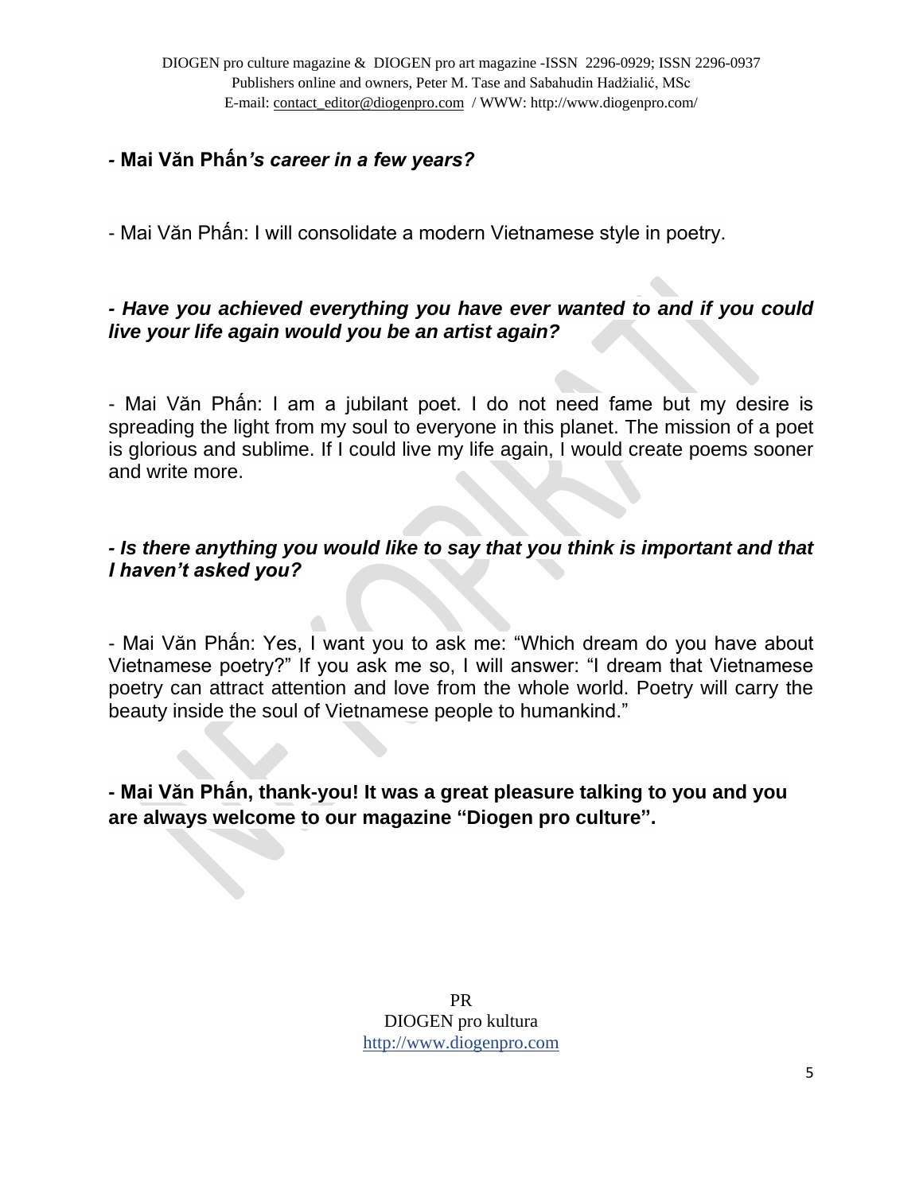**- Mai Văn Phấn*'s career in a few years?***

- Mai Văn Phấn: I will consolidate a modern Vietnamese style in poetry.

***- Have you achieved everything you have ever wanted to and if you could live your life again would you be an artist again?***

- Mai Văn Phấn: I am a jubilant poet. I do not need fame but my desire is spreading the light from my soul to everyone in this planet. The mission of a poet is glorious and sublime. If I could live my life again, I would create poems sooner and write more.

***- Is there anything you would like to say that you think is important and that I haven't asked you?***

- Mai Văn Phấn: Yes, I want you to ask me: "Which dream do you have about Vietnamese poetry?" If you ask me so, I will answer: "I dream that Vietnamese poetry can attract attention and love from the whole world. Poetry will carry the beauty inside the soul of Vietnamese people to humankind."

**- Mai Văn Phấn, thank-you! It was a great pleasure talking to you and you are always welcome to our magazine "Diogen pro culture".**

PR
DIOGEN pro kultura
http://www.diogenpro.com